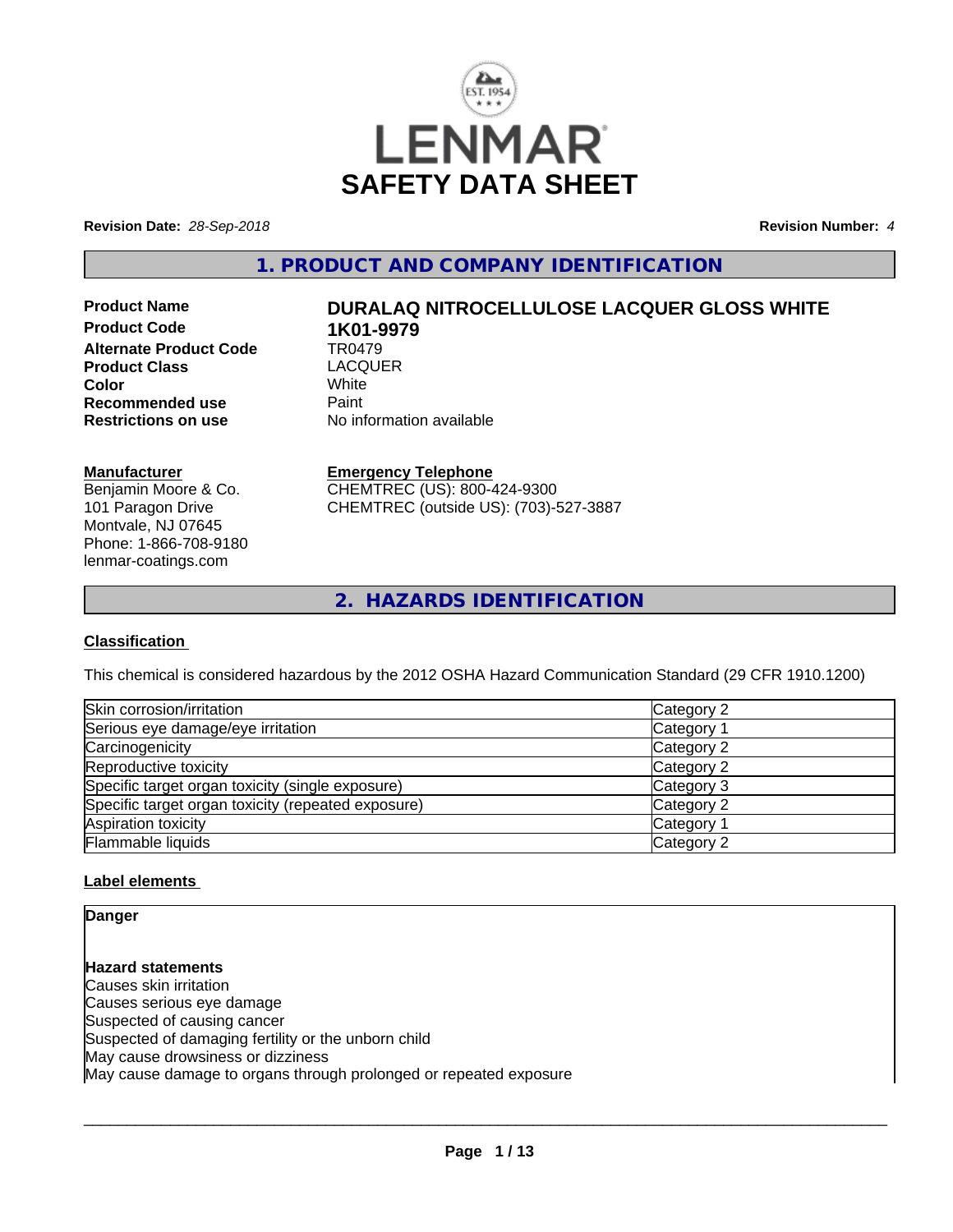# LENMAR

# SAFETY DATA SHEET

**Revision Date:** *28-Sep-2018* **Revision Number:** *4*

## 1. PRODUCT AND COMPANY IDENTIFICATION

| | |
|---|---|
| **Product Name** | **DURALAQ NITROCELLULOSE LACQUER GLOSS WHITE** |
| **Product Code** | **1K01-9979** |
| **Alternate Product Code** | TR0479 |
| **Product Class** | LACQUER |
| **Color** | White |
| **Recommended use** | Paint |
| **Restrictions on use** | No information available |

**Manufacturer**
Benjamin Moore & Co.
101 Paragon Drive
Montvale, NJ 07645
Phone: 1-866-708-9180
lenmar-coatings.com

**Emergency Telephone**
CHEMTREC (US): 800-424-9300
CHEMTREC (outside US): (703)-527-3887

## 2. HAZARDS IDENTIFICATION

### Classification

This chemical is considered hazardous by the 2012 OSHA Hazard Communication Standard (29 CFR 1910.1200)

| | |
|---|---|
| Skin corrosion/irritation | Category 2 |
| Serious eye damage/eye irritation | Category 1 |
| Carcinogenicity | Category 2 |
| Reproductive toxicity | Category 2 |
| Specific target organ toxicity (single exposure) | Category 3 |
| Specific target organ toxicity (repeated exposure) | Category 2 |
| Aspiration toxicity | Category 1 |
| Flammable liquids | Category 2 |

### Label elements

**Danger**

**Hazard statements**
Causes skin irritation
Causes serious eye damage
Suspected of causing cancer
Suspected of damaging fertility or the unborn child
May cause drowsiness or dizziness
May cause damage to organs through prolonged or repeated exposure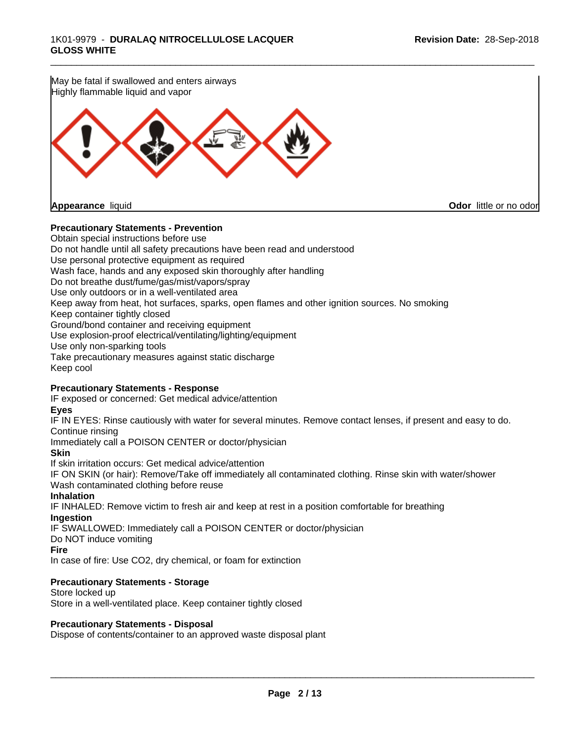May be fatal if swallowed and enters airways
Highly flammable liquid and vapor

**Appearance** liquid

**Odor** little or no odor

**Precautionary Statements - Prevention**

Obtain special instructions before use
Do not handle until all safety precautions have been read and understood
Use personal protective equipment as required
Wash face, hands and any exposed skin thoroughly after handling
Do not breathe dust/fume/gas/mist/vapors/spray
Use only outdoors or in a well-ventilated area
Keep away from heat, hot surfaces, sparks, open flames and other ignition sources. No smoking
Keep container tightly closed
Ground/bond container and receiving equipment
Use explosion-proof electrical/ventilating/lighting/equipment
Use only non-sparking tools
Take precautionary measures against static discharge
Keep cool

**Precautionary Statements - Response**

IF exposed or concerned: Get medical advice/attention

**Eyes**

IF IN EYES: Rinse cautiously with water for several minutes. Remove contact lenses, if present and easy to do. Continue rinsing
Immediately call a POISON CENTER or doctor/physician

**Skin**

If skin irritation occurs: Get medical advice/attention
IF ON SKIN (or hair): Remove/Take off immediately all contaminated clothing. Rinse skin with water/shower
Wash contaminated clothing before reuse

**Inhalation**

IF INHALED: Remove victim to fresh air and keep at rest in a position comfortable for breathing

**Ingestion**

IF SWALLOWED: Immediately call a POISON CENTER or doctor/physician
Do NOT induce vomiting

**Fire**

In case of fire: Use CO2, dry chemical, or foam for extinction

**Precautionary Statements - Storage**

Store locked up
Store in a well-ventilated place. Keep container tightly closed

**Precautionary Statements - Disposal**

Dispose of contents/container to an approved waste disposal plant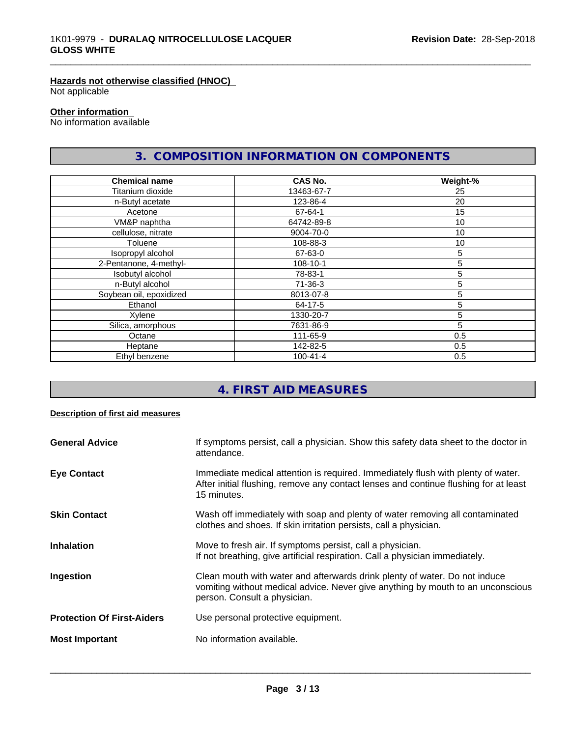#### Hazards not otherwise classified (HNOC)

Not applicable

#### Other information

No information available

## 3. COMPOSITION INFORMATION ON COMPONENTS

| Chemical name | CAS No. | Weight-% |
|---|---|---|
| Titanium dioxide | 13463-67-7 | 25 |
| n-Butyl acetate | 123-86-4 | 20 |
| Acetone | 67-64-1 | 15 |
| VM&P naphtha | 64742-89-8 | 10 |
| cellulose, nitrate | 9004-70-0 | 10 |
| Toluene | 108-88-3 | 10 |
| Isopropyl alcohol | 67-63-0 | 5 |
| 2-Pentanone, 4-methyl- | 108-10-1 | 5 |
| Isobutyl alcohol | 78-83-1 | 5 |
| n-Butyl alcohol | 71-36-3 | 5 |
| Soybean oil, epoxidized | 8013-07-8 | 5 |
| Ethanol | 64-17-5 | 5 |
| Xylene | 1330-20-7 | 5 |
| Silica, amorphous | 7631-86-9 | 5 |
| Octane | 111-65-9 | 0.5 |
| Heptane | 142-82-5 | 0.5 |
| Ethyl benzene | 100-41-4 | 0.5 |

## 4. FIRST AID MEASURES

#### Description of first aid measures

**General Advice**
If symptoms persist, call a physician. Show this safety data sheet to the doctor in attendance.

**Eye Contact**
Immediate medical attention is required. Immediately flush with plenty of water. After initial flushing, remove any contact lenses and continue flushing for at least 15 minutes.

**Skin Contact**
Wash off immediately with soap and plenty of water removing all contaminated clothes and shoes. If skin irritation persists, call a physician.

**Inhalation**
Move to fresh air. If symptoms persist, call a physician.
If not breathing, give artificial respiration. Call a physician immediately.

**Ingestion**
Clean mouth with water and afterwards drink plenty of water. Do not induce vomiting without medical advice. Never give anything by mouth to an unconscious person. Consult a physician.

**Protection Of First-Aiders**
Use personal protective equipment.

**Most Important**
No information available.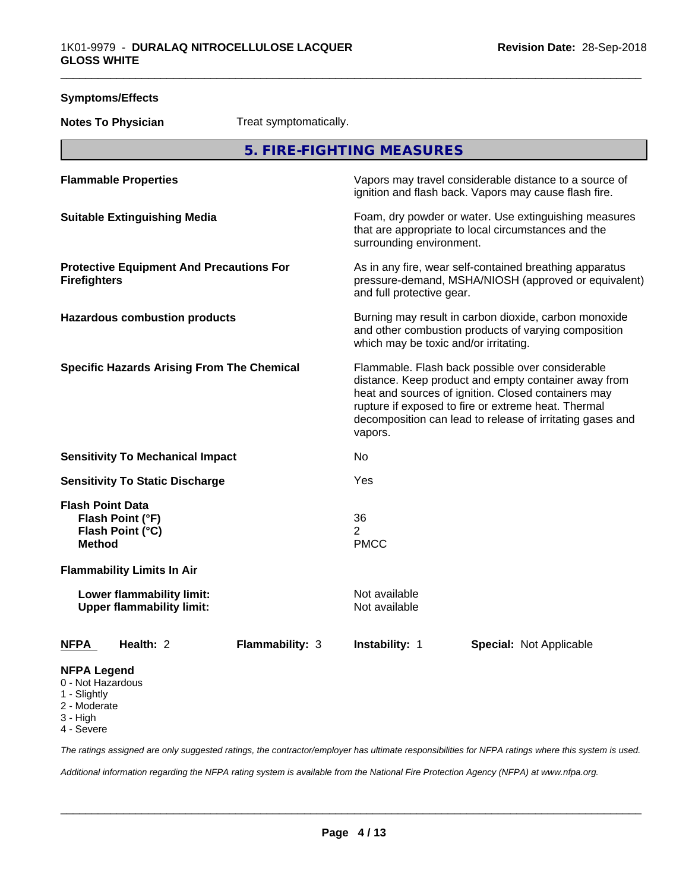**Symptoms/Effects**

**Notes To Physician** Treat symptomatically.

## 5. FIRE-FIGHTING MEASURES

| | |
|---|---|
| **Flammable Properties** | Vapors may travel considerable distance to a source of ignition and flash back. Vapors may cause flash fire. |
| **Suitable Extinguishing Media** | Foam, dry powder or water. Use extinguishing measures that are appropriate to local circumstances and the surrounding environment. |
| **Protective Equipment And Precautions For Firefighters** | As in any fire, wear self-contained breathing apparatus pressure-demand, MSHA/NIOSH (approved or equivalent) and full protective gear. |
| **Hazardous combustion products** | Burning may result in carbon dioxide, carbon monoxide and other combustion products of varying composition which may be toxic and/or irritating. |
| **Specific Hazards Arising From The Chemical** | Flammable. Flash back possible over considerable distance. Keep product and empty container away from heat and sources of ignition. Closed containers may rupture if exposed to fire or extreme heat. Thermal decomposition can lead to release of irritating gases and vapors. |
| **Sensitivity To Mechanical Impact** | No |
| **Sensitivity To Static Discharge** | Yes |

**Flash Point Data**

| | |
|---|---|
| **Flash Point (°F)** | 36 |
| **Flash Point (°C)** | 2 |
| **Method** | PMCC |

**Flammability Limits In Air**

| | |
|---|---|
| **Lower flammability limit:** | Not available |
| **Upper flammability limit:** | Not available |

| **NFPA** | **Health:** 2 | **Flammability:** 3 | **Instability:** 1 | **Special:** Not Applicable |
|---|---|---|---|---|

**NFPA Legend**
- 0 - Not Hazardous
- 1 - Slightly
- 2 - Moderate
- 3 - High
- 4 - Severe

*The ratings assigned are only suggested ratings, the contractor/employer has ultimate responsibilities for NFPA ratings where this system is used.*

*Additional information regarding the NFPA rating system is available from the National Fire Protection Agency (NFPA) at www.nfpa.org.*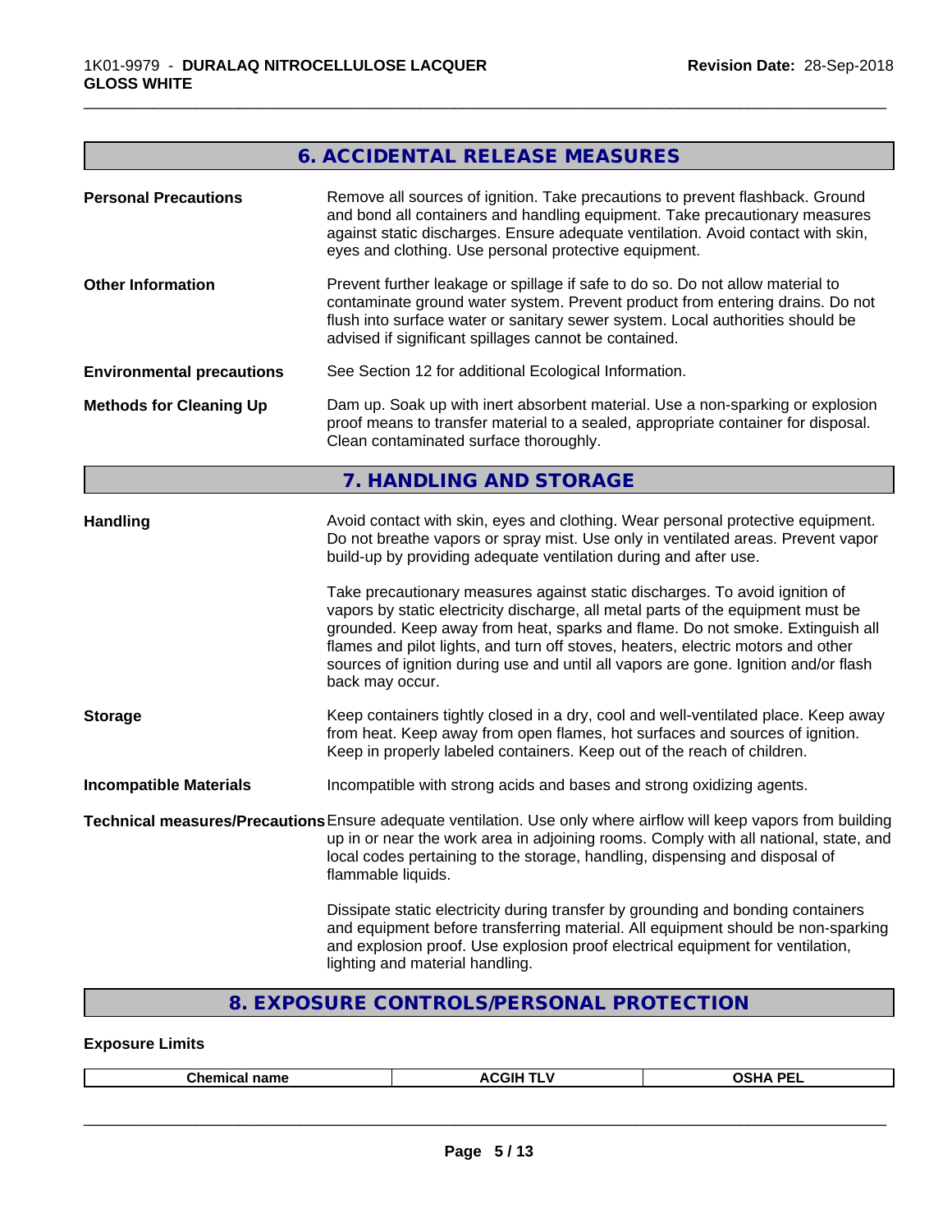## 6. ACCIDENTAL RELEASE MEASURES

**Personal Precautions**

Remove all sources of ignition. Take precautions to prevent flashback. Ground and bond all containers and handling equipment. Take precautionary measures against static discharges. Ensure adequate ventilation. Avoid contact with skin, eyes and clothing. Use personal protective equipment.

**Other Information**

Prevent further leakage or spillage if safe to do so. Do not allow material to contaminate ground water system. Prevent product from entering drains. Do not flush into surface water or sanitary sewer system. Local authorities should be advised if significant spillages cannot be contained.

**Environmental precautions**

See Section 12 for additional Ecological Information.

**Methods for Cleaning Up**

Dam up. Soak up with inert absorbent material. Use a non-sparking or explosion proof means to transfer material to a sealed, appropriate container for disposal. Clean contaminated surface thoroughly.

## 7. HANDLING AND STORAGE

**Handling**

Avoid contact with skin, eyes and clothing. Wear personal protective equipment. Do not breathe vapors or spray mist. Use only in ventilated areas. Prevent vapor build-up by providing adequate ventilation during and after use.

Take precautionary measures against static discharges. To avoid ignition of vapors by static electricity discharge, all metal parts of the equipment must be grounded. Keep away from heat, sparks and flame. Do not smoke. Extinguish all flames and pilot lights, and turn off stoves, heaters, electric motors and other sources of ignition during use and until all vapors are gone. Ignition and/or flash back may occur.

**Storage**

Keep containers tightly closed in a dry, cool and well-ventilated place. Keep away from heat. Keep away from open flames, hot surfaces and sources of ignition. Keep in properly labeled containers. Keep out of the reach of children.

**Incompatible Materials**

Incompatible with strong acids and bases and strong oxidizing agents.

**Technical measures/Precautions**

Ensure adequate ventilation. Use only where airflow will keep vapors from building up in or near the work area in adjoining rooms. Comply with all national, state, and local codes pertaining to the storage, handling, dispensing and disposal of flammable liquids.

Dissipate static electricity during transfer by grounding and bonding containers and equipment before transferring material. All equipment should be non-sparking and explosion proof. Use explosion proof electrical equipment for ventilation, lighting and material handling.

## 8. EXPOSURE CONTROLS/PERSONAL PROTECTION

**Exposure Limits**

| Chemical name | ACGIH TLV | OSHA PEL |
|---|---|---|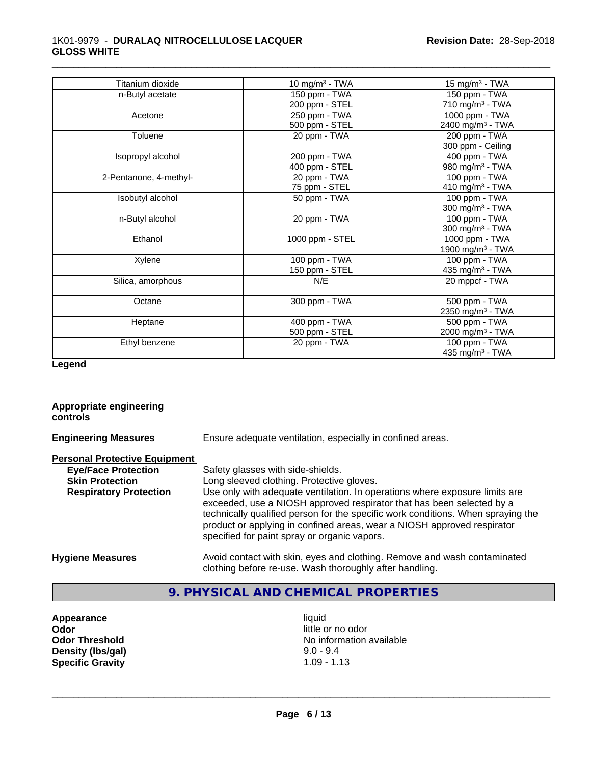| Titanium dioxide | 10 mg/m³ - TWA | 15 mg/m³ - TWA |
|---|---|---|
| n-Butyl acetate | 150 ppm - TWA<br>200 ppm - STEL | 150 ppm - TWA<br>710 mg/m³ - TWA |
| Acetone | 250 ppm - TWA<br>500 ppm - STEL | 1000 ppm - TWA<br>2400 mg/m³ - TWA |
| Toluene | 20 ppm - TWA | 200 ppm - TWA<br>300 ppm - Ceiling |
| Isopropyl alcohol | 200 ppm - TWA<br>400 ppm - STEL | 400 ppm - TWA<br>980 mg/m³ - TWA |
| 2-Pentanone, 4-methyl- | 20 ppm - TWA<br>75 ppm - STEL | 100 ppm - TWA<br>410 mg/m³ - TWA |
| Isobutyl alcohol | 50 ppm - TWA | 100 ppm - TWA<br>300 mg/m³ - TWA |
| n-Butyl alcohol | 20 ppm - TWA | 100 ppm - TWA<br>300 mg/m³ - TWA |
| Ethanol | 1000 ppm - STEL | 1000 ppm - TWA<br>1900 mg/m³ - TWA |
| Xylene | 100 ppm - TWA<br>150 ppm - STEL | 100 ppm - TWA<br>435 mg/m³ - TWA |
| Silica, amorphous | N/E | 20 mppcf - TWA |
| Octane | 300 ppm - TWA | 500 ppm - TWA<br>2350 mg/m³ - TWA |
| Heptane | 400 ppm - TWA<br>500 ppm - STEL | 500 ppm - TWA<br>2000 mg/m³ - TWA |
| Ethyl benzene | 20 ppm - TWA | 100 ppm - TWA<br>435 mg/m³ - TWA |

**Legend**

**Appropriate engineering controls**

**Engineering Measures** Ensure adequate ventilation, especially in confined areas.

**Personal Protective Equipment**

**Eye/Face Protection** Safety glasses with side-shields.

**Skin Protection** Long sleeved clothing. Protective gloves.

**Respiratory Protection** Use only with adequate ventilation. In operations where exposure limits are exceeded, use a NIOSH approved respirator that has been selected by a technically qualified person for the specific work conditions. When spraying the product or applying in confined areas, wear a NIOSH approved respirator specified for paint spray or organic vapors.

**Hygiene Measures** Avoid contact with skin, eyes and clothing. Remove and wash contaminated clothing before re-use. Wash thoroughly after handling.

## 9. PHYSICAL AND CHEMICAL PROPERTIES

**Appearance** liquid
**Odor** little or no odor
**Odor Threshold** No information available
**Density (lbs/gal)** 9.0 - 9.4
**Specific Gravity** 1.09 - 1.13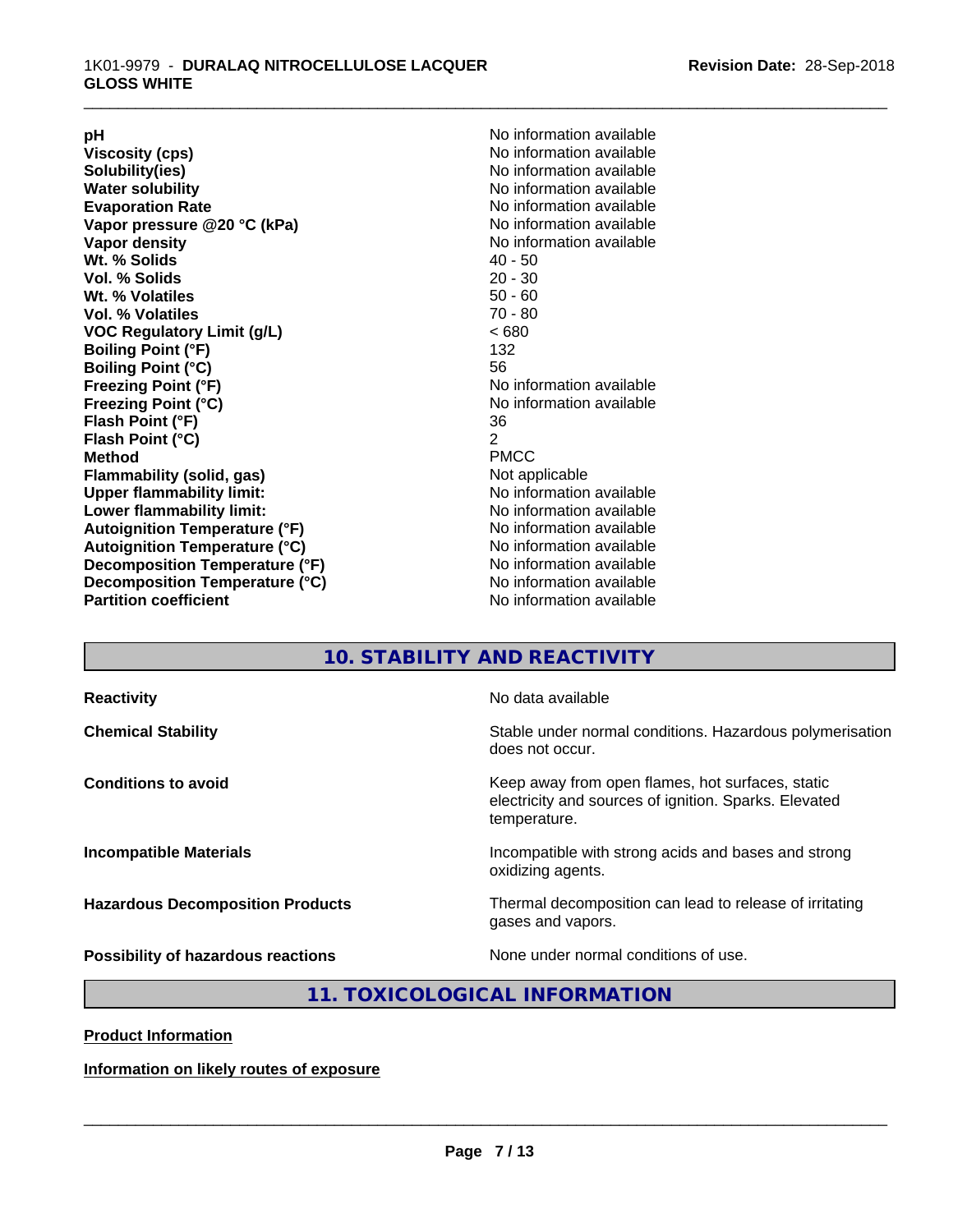| | |
|---|---|
| **pH** | No information available |
| **Viscosity (cps)** | No information available |
| **Solubility(ies)** | No information available |
| **Water solubility** | No information available |
| **Evaporation Rate** | No information available |
| **Vapor pressure @20 °C (kPa)** | No information available |
| **Vapor density** | No information available |
| **Wt. % Solids** | 40 - 50 |
| **Vol. % Solids** | 20 - 30 |
| **Wt. % Volatiles** | 50 - 60 |
| **Vol. % Volatiles** | 70 - 80 |
| **VOC Regulatory Limit (g/L)** | < 680 |
| **Boiling Point (°F)** | 132 |
| **Boiling Point (°C)** | 56 |
| **Freezing Point (°F)** | No information available |
| **Freezing Point (°C)** | No information available |
| **Flash Point (°F)** | 36 |
| **Flash Point (°C)** | 2 |
| **Method** | PMCC |
| **Flammability (solid, gas)** | Not applicable |
| **Upper flammability limit:** | No information available |
| **Lower flammability limit:** | No information available |
| **Autoignition Temperature (°F)** | No information available |
| **Autoignition Temperature (°C)** | No information available |
| **Decomposition Temperature (°F)** | No information available |
| **Decomposition Temperature (°C)** | No information available |
| **Partition coefficient** | No information available |

## 10. STABILITY AND REACTIVITY

| | |
|---|---|
| **Reactivity** | No data available |
| **Chemical Stability** | Stable under normal conditions. Hazardous polymerisation does not occur. |
| **Conditions to avoid** | Keep away from open flames, hot surfaces, static electricity and sources of ignition. Sparks. Elevated temperature. |
| **Incompatible Materials** | Incompatible with strong acids and bases and strong oxidizing agents. |
| **Hazardous Decomposition Products** | Thermal decomposition can lead to release of irritating gases and vapors. |
| **Possibility of hazardous reactions** | None under normal conditions of use. |

## 11. TOXICOLOGICAL INFORMATION

**Product Information**

**Information on likely routes of exposure**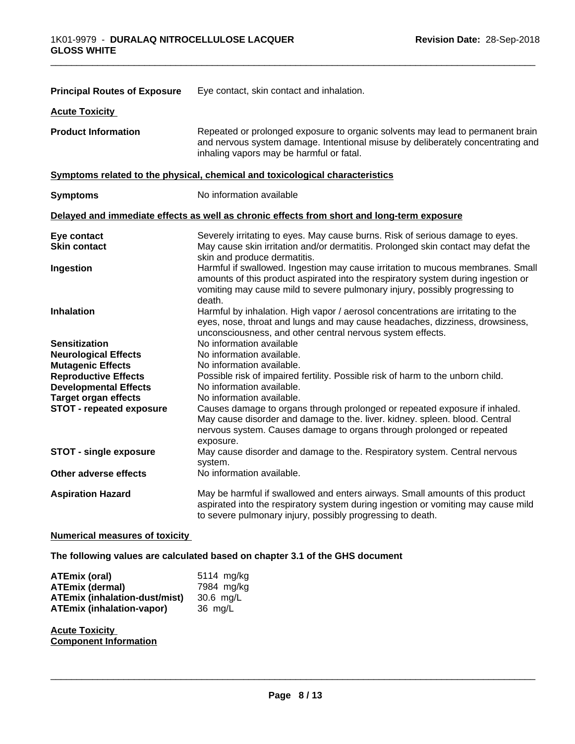**Principal Routes of Exposure** Eye contact, skin contact and inhalation.

**Acute Toxicity**

**Product Information** Repeated or prolonged exposure to organic solvents may lead to permanent brain and nervous system damage. Intentional misuse by deliberately concentrating and inhaling vapors may be harmful or fatal.

**Symptoms related to the physical, chemical and toxicological characteristics**

**Symptoms** No information available

**Delayed and immediate effects as well as chronic effects from short and long-term exposure**

| | |
|---|---|
| **Eye contact** | Severely irritating to eyes. May cause burns. Risk of serious damage to eyes. |
| **Skin contact** | May cause skin irritation and/or dermatitis. Prolonged skin contact may defat the skin and produce dermatitis. |
| **Ingestion** | Harmful if swallowed. Ingestion may cause irritation to mucous membranes. Small amounts of this product aspirated into the respiratory system during ingestion or vomiting may cause mild to severe pulmonary injury, possibly progressing to death. |
| **Inhalation** | Harmful by inhalation. High vapor / aerosol concentrations are irritating to the eyes, nose, throat and lungs and may cause headaches, dizziness, drowsiness, unconsciousness, and other central nervous system effects. |
| **Sensitization** | No information available |
| **Neurological Effects** | No information available. |
| **Mutagenic Effects** | No information available. |
| **Reproductive Effects** | Possible risk of impaired fertility. Possible risk of harm to the unborn child. |
| **Developmental Effects** | No information available. |
| **Target organ effects** | No information available. |
| **STOT - repeated exposure** | Causes damage to organs through prolonged or repeated exposure if inhaled. May cause disorder and damage to the. liver. kidney. spleen. blood. Central nervous system. Causes damage to organs through prolonged or repeated exposure. |
| **STOT - single exposure** | May cause disorder and damage to the. Respiratory system. Central nervous system. |
| **Other adverse effects** | No information available. |
| **Aspiration Hazard** | May be harmful if swallowed and enters airways. Small amounts of this product aspirated into the respiratory system during ingestion or vomiting may cause mild to severe pulmonary injury, possibly progressing to death. |

**Numerical measures of toxicity**

**The following values are calculated based on chapter 3.1 of the GHS document**

| | |
|---|---|
| **ATEmix (oral)** | 5114 mg/kg |
| **ATEmix (dermal)** | 7984 mg/kg |
| **ATEmix (inhalation-dust/mist)** | 30.6 mg/L |
| **ATEmix (inhalation-vapor)** | 36 mg/L |

**Acute Toxicity**
**Component Information**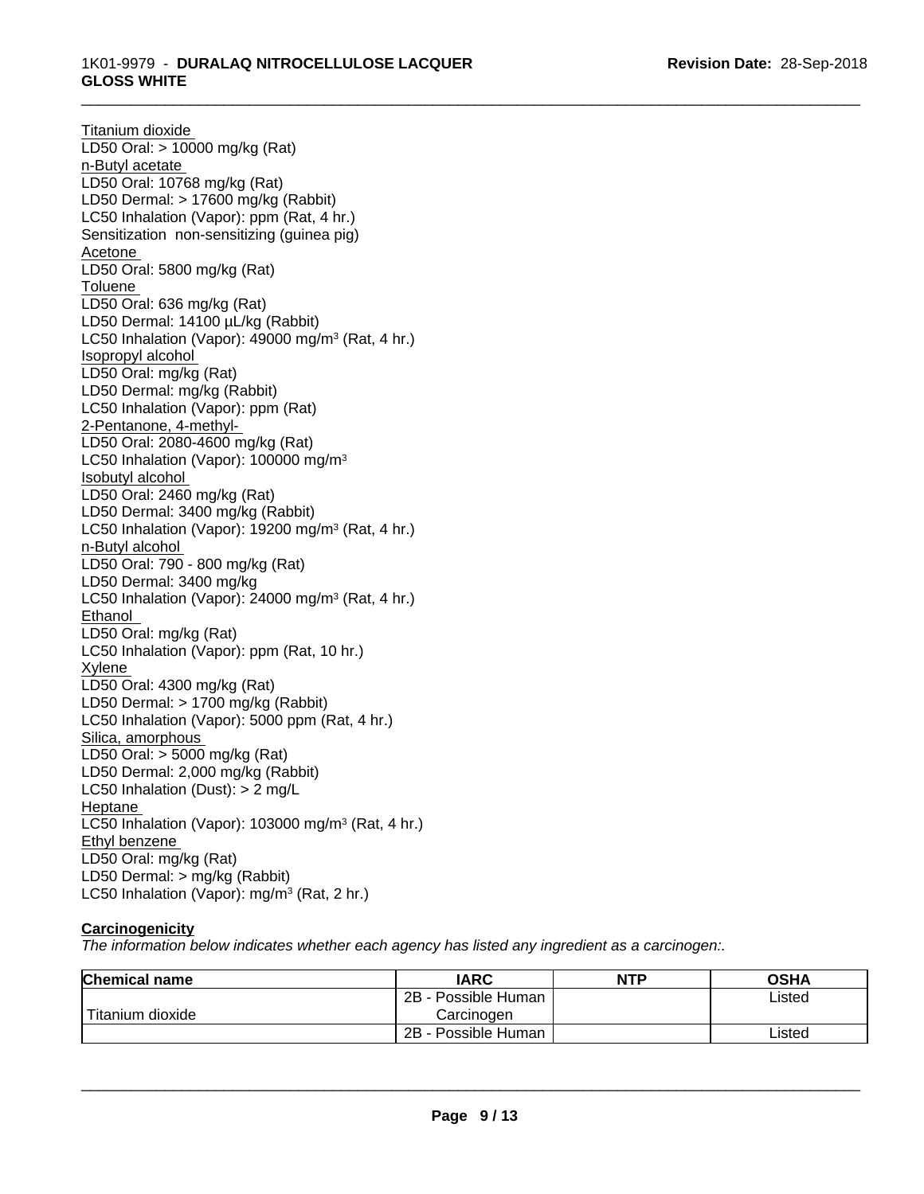Titanium dioxide
LD50 Oral: > 10000 mg/kg (Rat)
n-Butyl acetate
LD50 Oral: 10768 mg/kg (Rat)
LD50 Dermal: > 17600 mg/kg (Rabbit)
LC50 Inhalation (Vapor): ppm (Rat, 4 hr.)
Sensitization non-sensitizing (guinea pig)
Acetone
LD50 Oral: 5800 mg/kg (Rat)
Toluene
LD50 Oral: 636 mg/kg (Rat)
LD50 Dermal: 14100 µL/kg (Rabbit)
LC50 Inhalation (Vapor): 49000 mg/m³ (Rat, 4 hr.)
Isopropyl alcohol
LD50 Oral: mg/kg (Rat)
LD50 Dermal: mg/kg (Rabbit)
LC50 Inhalation (Vapor): ppm (Rat)
2-Pentanone, 4-methyl-
LD50 Oral: 2080-4600 mg/kg (Rat)
LC50 Inhalation (Vapor): 100000 mg/m³
Isobutyl alcohol
LD50 Oral: 2460 mg/kg (Rat)
LD50 Dermal: 3400 mg/kg (Rabbit)
LC50 Inhalation (Vapor): 19200 mg/m³ (Rat, 4 hr.)
n-Butyl alcohol
LD50 Oral: 790 - 800 mg/kg (Rat)
LD50 Dermal: 3400 mg/kg
LC50 Inhalation (Vapor): 24000 mg/m³ (Rat, 4 hr.)
Ethanol
LD50 Oral: mg/kg (Rat)
LC50 Inhalation (Vapor): ppm (Rat, 10 hr.)
Xylene
LD50 Oral: 4300 mg/kg (Rat)
LD50 Dermal: > 1700 mg/kg (Rabbit)
LC50 Inhalation (Vapor): 5000 ppm (Rat, 4 hr.)
Silica, amorphous
LD50 Oral: > 5000 mg/kg (Rat)
LD50 Dermal: 2,000 mg/kg (Rabbit)
LC50 Inhalation (Dust): > 2 mg/L
Heptane
LC50 Inhalation (Vapor): 103000 mg/m³ (Rat, 4 hr.)
Ethyl benzene
LD50 Oral: mg/kg (Rat)
LD50 Dermal: > mg/kg (Rabbit)
LC50 Inhalation (Vapor): mg/m³ (Rat, 2 hr.)

**Carcinogenicity**

*The information below indicates whether each agency has listed any ingredient as a carcinogen:.*

| Chemical name | IARC | NTP | OSHA |
|---|---|---|---|
| Titanium dioxide | 2B - Possible Human Carcinogen | | Listed |
| | 2B - Possible Human | | Listed |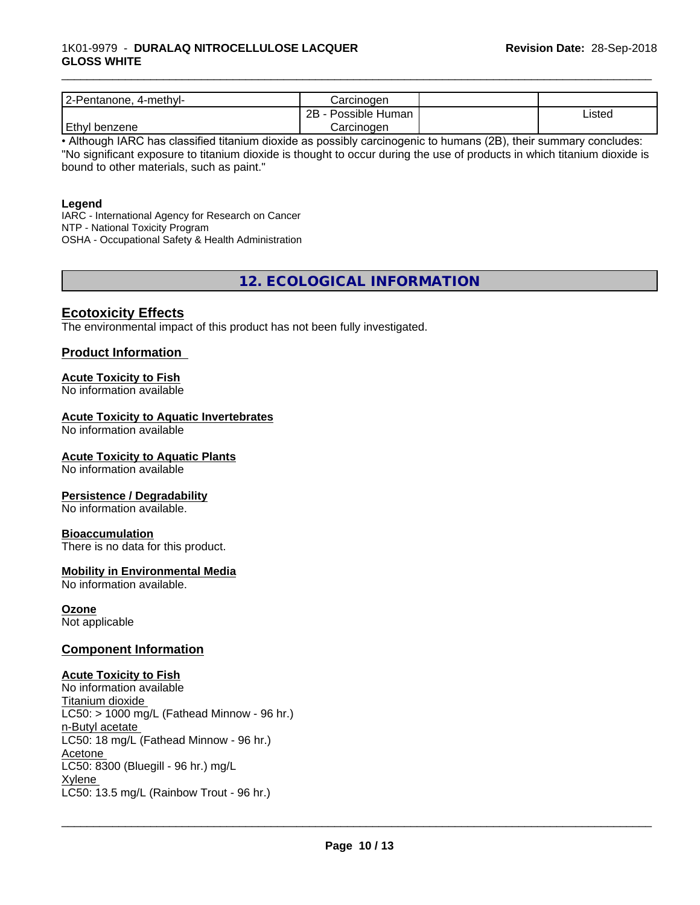| 2-Pentanone, 4-methyl- | Carcinogen | | |
|---|---|---|---|
| Ethyl benzene | 2B - Possible Human Carcinogen | | Listed |

• Although IARC has classified titanium dioxide as possibly carcinogenic to humans (2B), their summary concludes: "No significant exposure to titanium dioxide is thought to occur during the use of products in which titanium dioxide is bound to other materials, such as paint."

**Legend**

IARC - International Agency for Research on Cancer
NTP - National Toxicity Program
OSHA - Occupational Safety & Health Administration

## 12. ECOLOGICAL INFORMATION

### Ecotoxicity Effects

The environmental impact of this product has not been fully investigated.

### Product Information

**Acute Toxicity to Fish**
No information available

**Acute Toxicity to Aquatic Invertebrates**
No information available

**Acute Toxicity to Aquatic Plants**
No information available

**Persistence / Degradability**
No information available.

**Bioaccumulation**
There is no data for this product.

**Mobility in Environmental Media**
No information available.

**Ozone**
Not applicable

### Component Information

**Acute Toxicity to Fish**
No information available
Titanium dioxide
LC50: > 1000 mg/L (Fathead Minnow - 96 hr.)
n-Butyl acetate
LC50: 18 mg/L (Fathead Minnow - 96 hr.)
Acetone
LC50: 8300 (Bluegill - 96 hr.) mg/L
Xylene
LC50: 13.5 mg/L (Rainbow Trout - 96 hr.)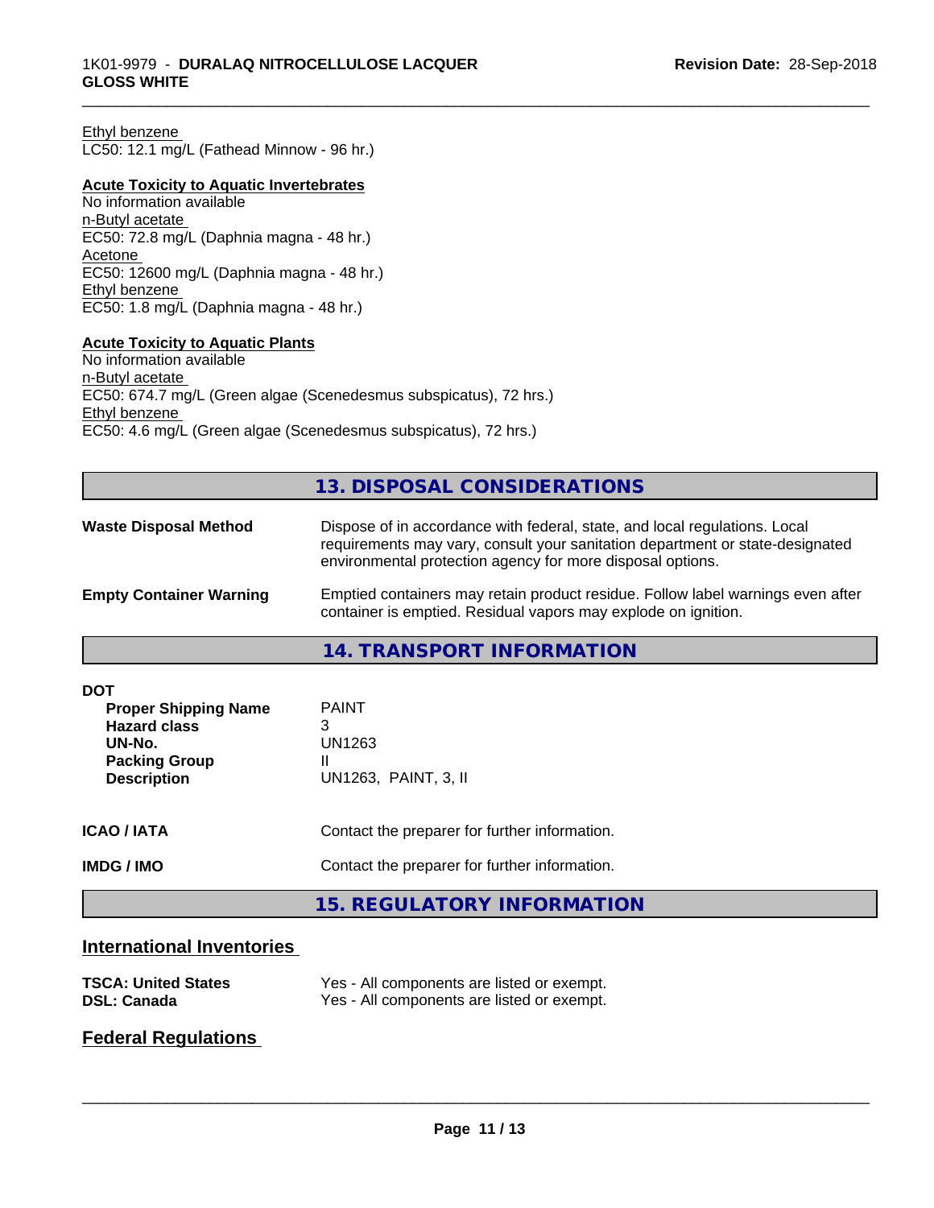Ethyl benzene
LC50: 12.1 mg/L (Fathead Minnow - 96 hr.)

**Acute Toxicity to Aquatic Invertebrates**
No information available
n-Butyl acetate
EC50: 72.8 mg/L (Daphnia magna - 48 hr.)
Acetone
EC50: 12600 mg/L (Daphnia magna - 48 hr.)
Ethyl benzene
EC50: 1.8 mg/L (Daphnia magna - 48 hr.)

**Acute Toxicity to Aquatic Plants**
No information available
n-Butyl acetate
EC50: 674.7 mg/L (Green algae (Scenedesmus subspicatus), 72 hrs.)
Ethyl benzene
EC50: 4.6 mg/L (Green algae (Scenedesmus subspicatus), 72 hrs.)

## 13. DISPOSAL CONSIDERATIONS

**Waste Disposal Method**: Dispose of in accordance with federal, state, and local regulations. Local requirements may vary, consult your sanitation department or state-designated environmental protection agency for more disposal options.

**Empty Container Warning**: Emptied containers may retain product residue. Follow label warnings even after container is emptied. Residual vapors may explode on ignition.

## 14. TRANSPORT INFORMATION

**DOT**

| | |
|---|---|
| **Proper Shipping Name** | PAINT |
| **Hazard class** | 3 |
| **UN-No.** | UN1263 |
| **Packing Group** | II |
| **Description** | UN1263, PAINT, 3, II |

**ICAO / IATA**: Contact the preparer for further information.

**IMDG / IMO**: Contact the preparer for further information.

## 15. REGULATORY INFORMATION

### International Inventories

| | |
|---|---|
| **TSCA: United States** | Yes - All components are listed or exempt. |
| **DSL: Canada** | Yes - All components are listed or exempt. |

### Federal Regulations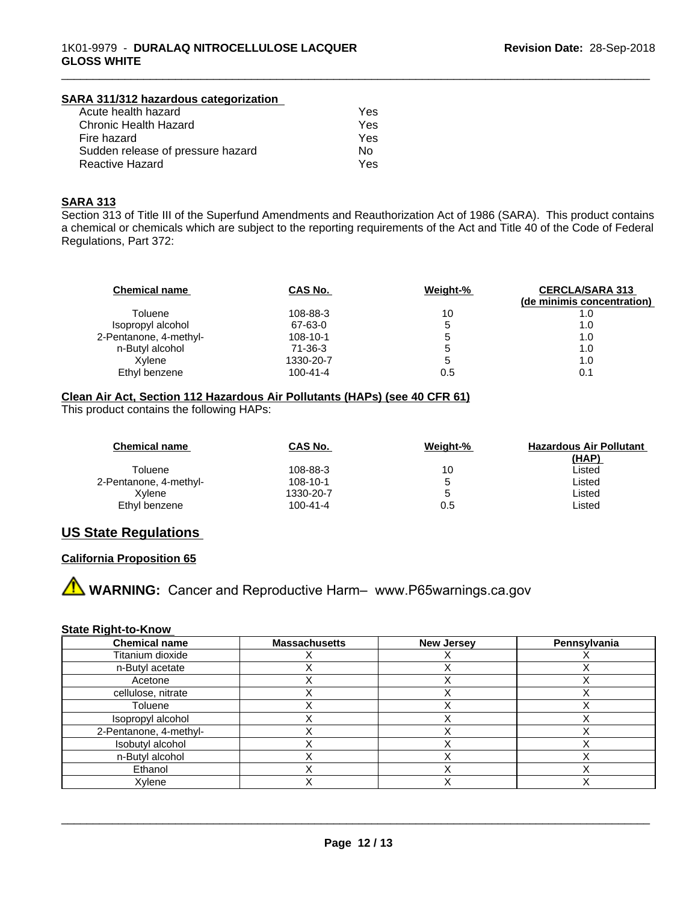#### SARA 311/312 hazardous categorization

| | |
|---|---|
| Acute health hazard | Yes |
| Chronic Health Hazard | Yes |
| Fire hazard | Yes |
| Sudden release of pressure hazard | No |
| Reactive Hazard | Yes |

#### SARA 313

Section 313 of Title III of the Superfund Amendments and Reauthorization Act of 1986 (SARA). This product contains a chemical or chemicals which are subject to the reporting requirements of the Act and Title 40 of the Code of Federal Regulations, Part 372:

| Chemical name | CAS No. | Weight-% | CERCLA/SARA 313 (de minimis concentration) |
|---|---|---|---|
| Toluene | 108-88-3 | 10 | 1.0 |
| Isopropyl alcohol | 67-63-0 | 5 | 1.0 |
| 2-Pentanone, 4-methyl- | 108-10-1 | 5 | 1.0 |
| n-Butyl alcohol | 71-36-3 | 5 | 1.0 |
| Xylene | 1330-20-7 | 5 | 1.0 |
| Ethyl benzene | 100-41-4 | 0.5 | 0.1 |

#### Clean Air Act, Section 112 Hazardous Air Pollutants (HAPs) (see 40 CFR 61)

This product contains the following HAPs:

| Chemical name | CAS No. | Weight-% | Hazardous Air Pollutant (HAP) |
|---|---|---|---|
| Toluene | 108-88-3 | 10 | Listed |
| 2-Pentanone, 4-methyl- | 108-10-1 | 5 | Listed |
| Xylene | 1330-20-7 | 5 | Listed |
| Ethyl benzene | 100-41-4 | 0.5 | Listed |

## US State Regulations

#### California Proposition 65

**WARNING:** Cancer and Reproductive Harm– www.P65warnings.ca.gov

#### State Right-to-Know

| Chemical name | Massachusetts | New Jersey | Pennsylvania |
|---|---|---|---|
| Titanium dioxide | X | X | X |
| n-Butyl acetate | X | X | X |
| Acetone | X | X | X |
| cellulose, nitrate | X | X | X |
| Toluene | X | X | X |
| Isopropyl alcohol | X | X | X |
| 2-Pentanone, 4-methyl- | X | X | X |
| Isobutyl alcohol | X | X | X |
| n-Butyl alcohol | X | X | X |
| Ethanol | X | X | X |
| Xylene | X | X | X |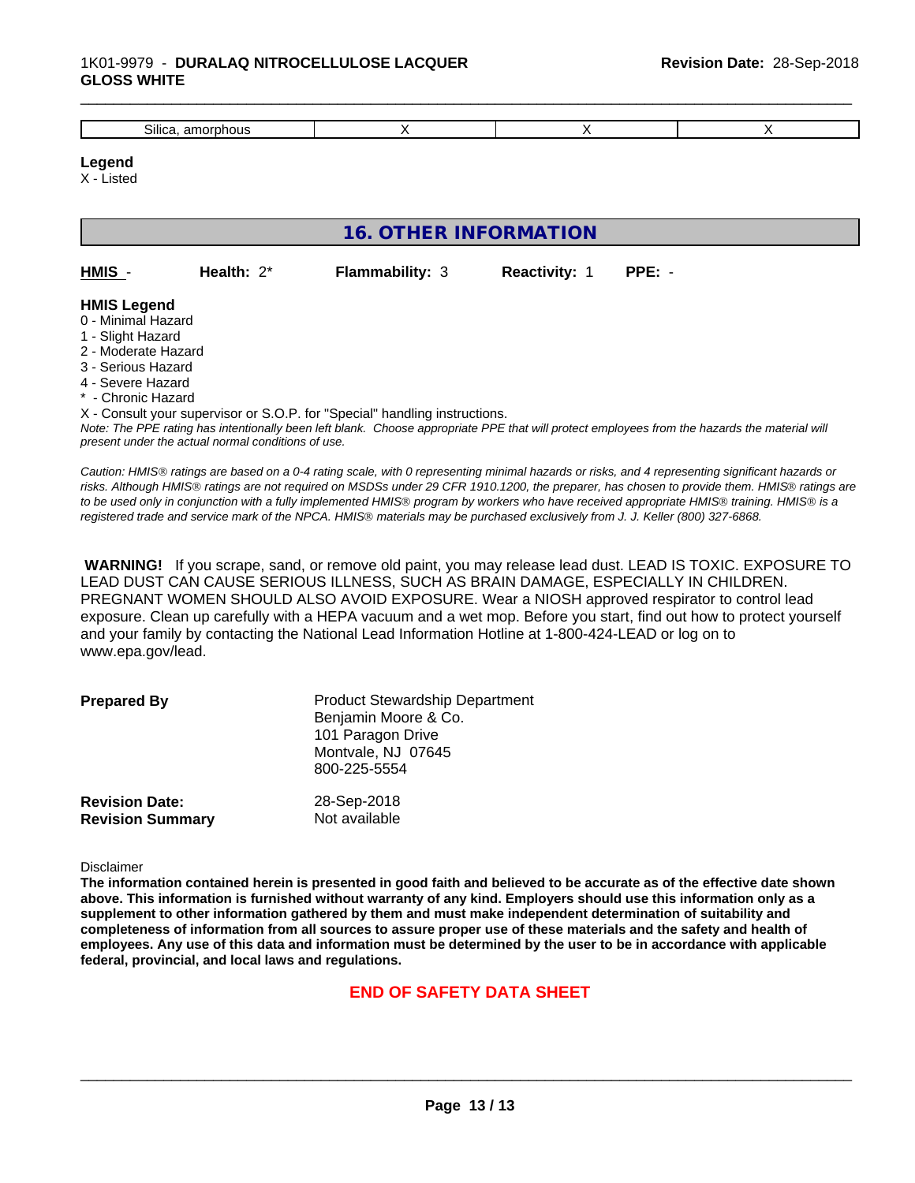| | | | |
|---|---|---|---|
| Silica, amorphous | X | X | X |

**Legend**
X - Listed

## 16. OTHER INFORMATION

| **HMIS** - | **Health:** 2* | **Flammability:** 3 | **Reactivity:** 1 | **PPE:** - |
|---|---|---|---|---|

**HMIS Legend**
0 - Minimal Hazard
1 - Slight Hazard
2 - Moderate Hazard
3 - Serious Hazard
4 - Severe Hazard
* - Chronic Hazard
X - Consult your supervisor or S.O.P. for "Special" handling instructions.

*Note: The PPE rating has intentionally been left blank. Choose appropriate PPE that will protect employees from the hazards the material will present under the actual normal conditions of use.*

*Caution: HMIS® ratings are based on a 0-4 rating scale, with 0 representing minimal hazards or risks, and 4 representing significant hazards or risks. Although HMIS® ratings are not required on MSDSs under 29 CFR 1910.1200, the preparer, has chosen to provide them. HMIS® ratings are to be used only in conjunction with a fully implemented HMIS® program by workers who have received appropriate HMIS® training. HMIS® is a registered trade and service mark of the NPCA. HMIS® materials may be purchased exclusively from J. J. Keller (800) 327-6868.*

**WARNING!** If you scrape, sand, or remove old paint, you may release lead dust. LEAD IS TOXIC. EXPOSURE TO LEAD DUST CAN CAUSE SERIOUS ILLNESS, SUCH AS BRAIN DAMAGE, ESPECIALLY IN CHILDREN. PREGNANT WOMEN SHOULD ALSO AVOID EXPOSURE. Wear a NIOSH approved respirator to control lead exposure. Clean up carefully with a HEPA vacuum and a wet mop. Before you start, find out how to protect yourself and your family by contacting the National Lead Information Hotline at 1-800-424-LEAD or log on to www.epa.gov/lead.

| | |
|---|---|
| **Prepared By** | Product Stewardship Department<br>Benjamin Moore & Co.<br>101 Paragon Drive<br>Montvale, NJ 07645<br>800-225-5554 |
| **Revision Date:** | 28-Sep-2018 |
| **Revision Summary** | Not available |

Disclaimer

**The information contained herein is presented in good faith and believed to be accurate as of the effective date shown above. This information is furnished without warranty of any kind. Employers should use this information only as a supplement to other information gathered by them and must make independent determination of suitability and completeness of information from all sources to assure proper use of these materials and the safety and health of employees. Any use of this data and information must be determined by the user to be in accordance with applicable federal, provincial, and local laws and regulations.**

**END OF SAFETY DATA SHEET**